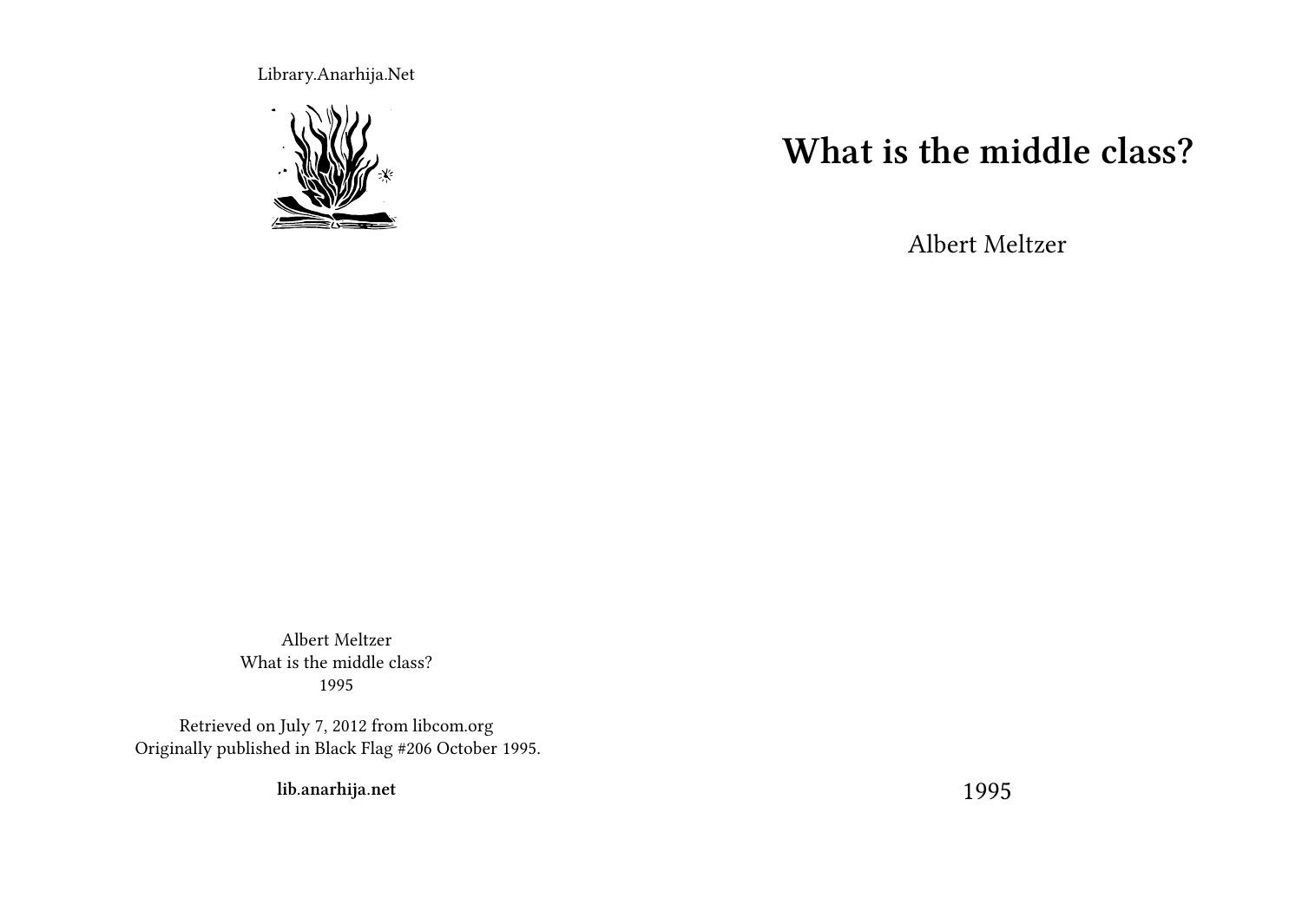# What is the middle class?

Albert Meltzer

1995

Library.Anarhija.Net

Albert Meltzer
What is the middle class?
1995

Retrieved on July 7, 2012 from libcom.org
Originally published in Black Flag #206 October 1995.

**lib.anarhija.net**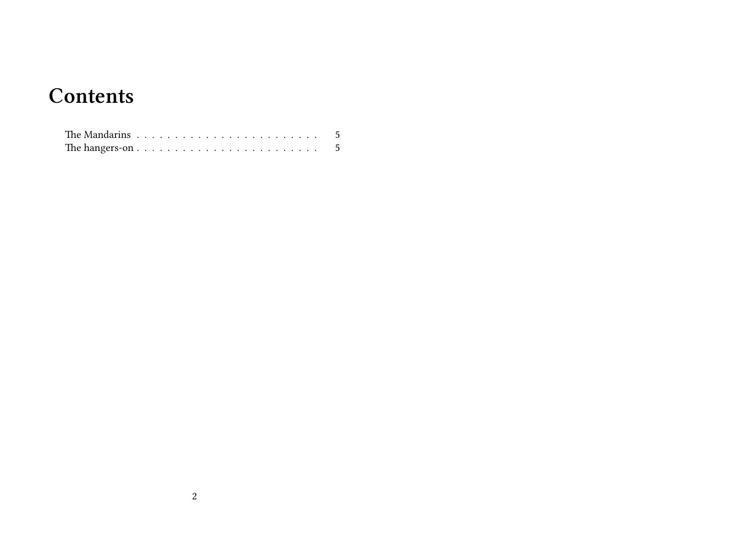# Contents

The Mandarins . . . . . . . . . . . . . . . . . . . . . . . . 5
The hangers-on . . . . . . . . . . . . . . . . . . . . . . . . 5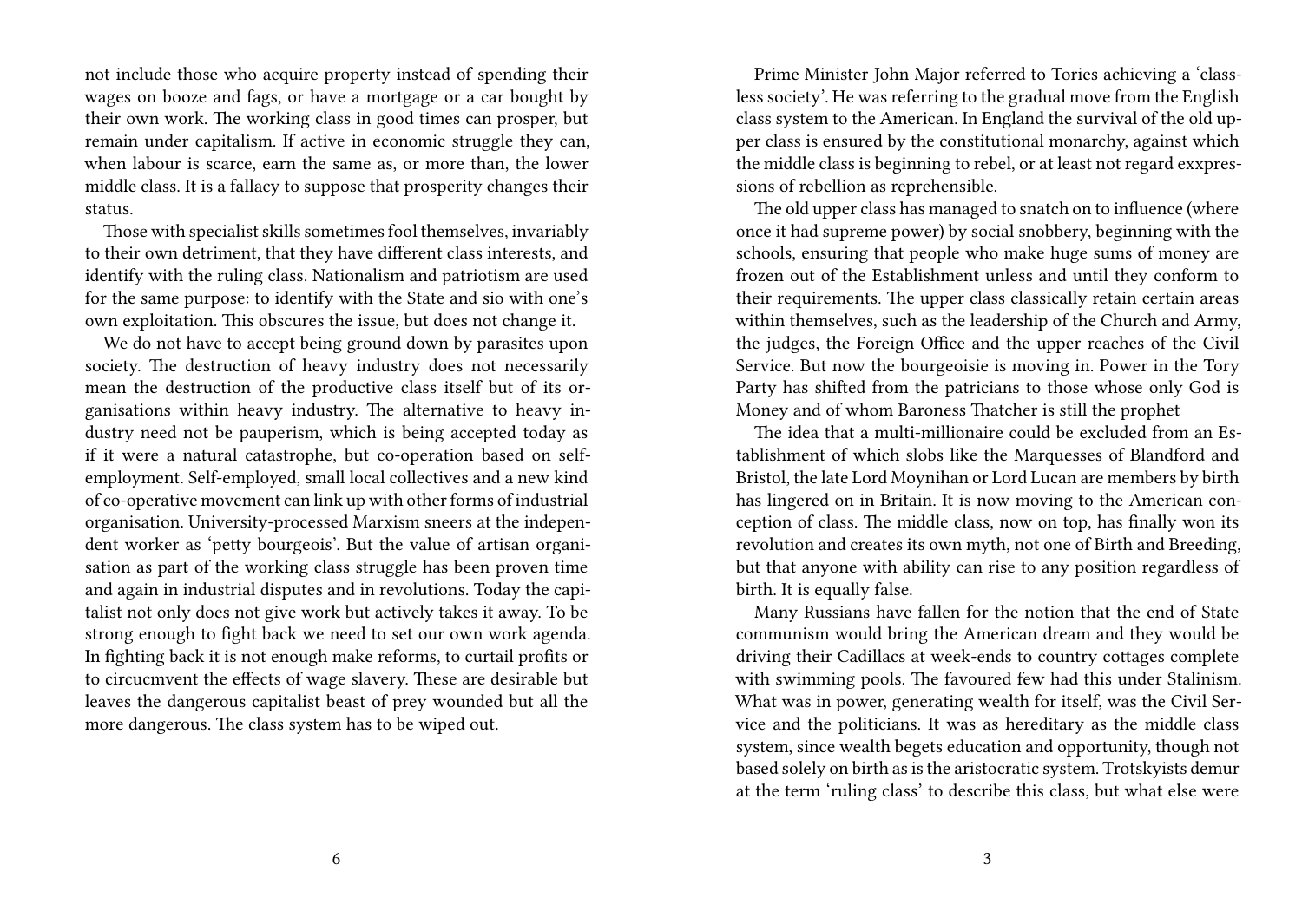not include those who acquire property instead of spending their wages on booze and fags, or have a mortgage or a car bought by their own work. The working class in good times can prosper, but remain under capitalism. If active in economic struggle they can, when labour is scarce, earn the same as, or more than, the lower middle class. It is a fallacy to suppose that prosperity changes their status.

Those with specialist skills sometimes fool themselves, invariably to their own detriment, that they have different class interests, and identify with the ruling class. Nationalism and patriotism are used for the same purpose: to identify with the State and sio with one's own exploitation. This obscures the issue, but does not change it.

We do not have to accept being ground down by parasites upon society. The destruction of heavy industry does not necessarily mean the destruction of the productive class itself but of its organisations within heavy industry. The alternative to heavy industry need not be pauperism, which is being accepted today as if it were a natural catastrophe, but co-operation based on self-employment. Self-employed, small local collectives and a new kind of co-operative movement can link up with other forms of industrial organisation. University-processed Marxism sneers at the independent worker as 'petty bourgeois'. But the value of artisan organisation as part of the working class struggle has been proven time and again in industrial disputes and in revolutions. Today the capitalist not only does not give work but actively takes it away. To be strong enough to fight back we need to set our own work agenda. In fighting back it is not enough make reforms, to curtail profits or to circucmvent the effects of wage slavery. These are desirable but leaves the dangerous capitalist beast of prey wounded but all the more dangerous. The class system has to be wiped out.

Prime Minister John Major referred to Tories achieving a 'classless society'. He was referring to the gradual move from the English class system to the American. In England the survival of the old upper class is ensured by the constitutional monarchy, against which the middle class is beginning to rebel, or at least not regard exxpressions of rebellion as reprehensible.

The old upper class has managed to snatch on to influence (where once it had supreme power) by social snobbery, beginning with the schools, ensuring that people who make huge sums of money are frozen out of the Establishment unless and until they conform to their requirements. The upper class classically retain certain areas within themselves, such as the leadership of the Church and Army, the judges, the Foreign Office and the upper reaches of the Civil Service. But now the bourgeoisie is moving in. Power in the Tory Party has shifted from the patricians to those whose only God is Money and of whom Baroness Thatcher is still the prophet

The idea that a multi-millionaire could be excluded from an Establishment of which slobs like the Marquesses of Blandford and Bristol, the late Lord Moynihan or Lord Lucan are members by birth has lingered on in Britain. It is now moving to the American conception of class. The middle class, now on top, has finally won its revolution and creates its own myth, not one of Birth and Breeding, but that anyone with ability can rise to any position regardless of birth. It is equally false.

Many Russians have fallen for the notion that the end of State communism would bring the American dream and they would be driving their Cadillacs at week-ends to country cottages complete with swimming pools. The favoured few had this under Stalinism. What was in power, generating wealth for itself, was the Civil Service and the politicians. It was as hereditary as the middle class system, since wealth begets education and opportunity, though not based solely on birth as is the aristocratic system. Trotskyists demur at the term 'ruling class' to describe this class, but what else were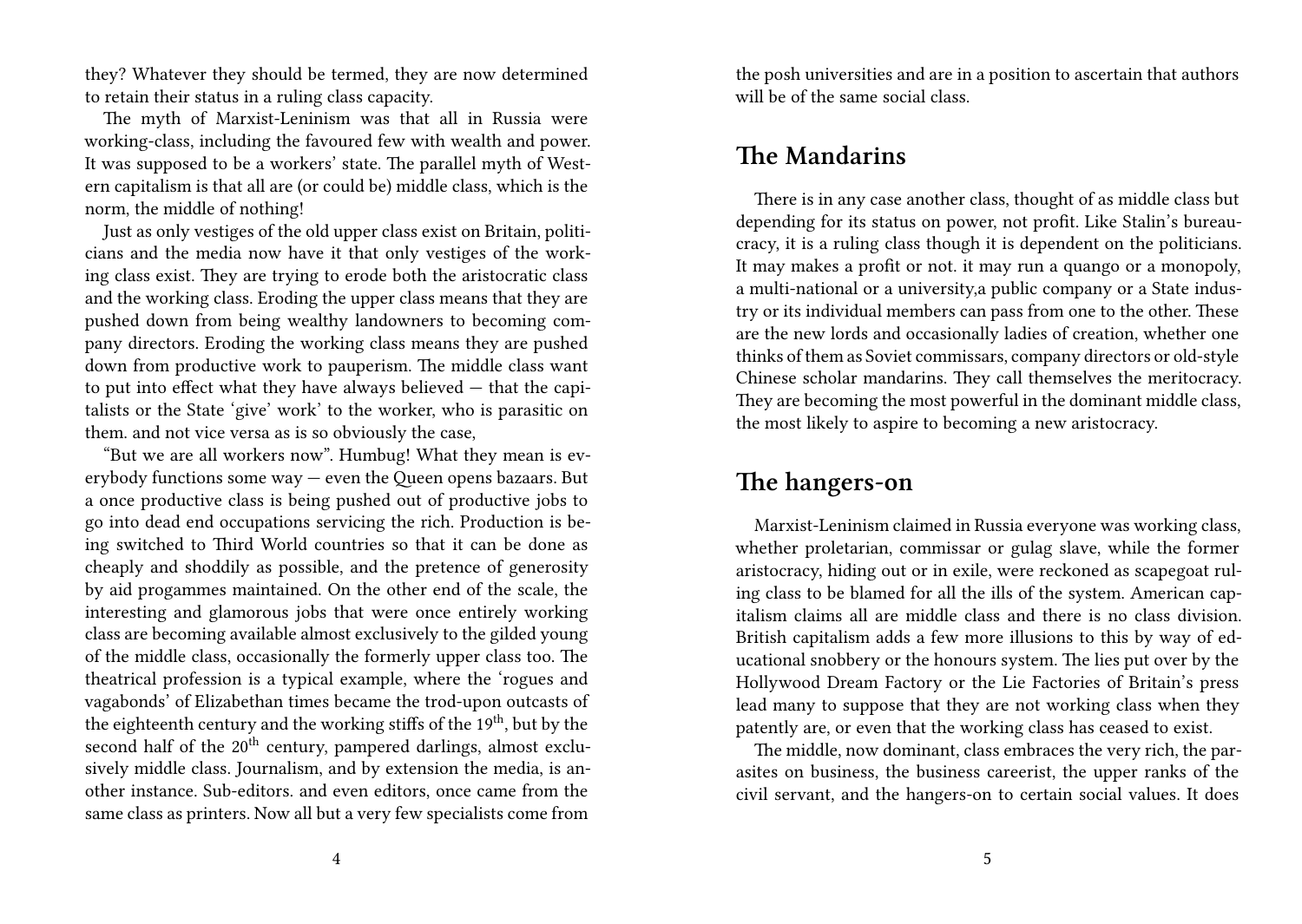they? Whatever they should be termed, they are now determined to retain their status in a ruling class capacity.

The myth of Marxist-Leninism was that all in Russia were working-class, including the favoured few with wealth and power. It was supposed to be a workers' state. The parallel myth of Western capitalism is that all are (or could be) middle class, which is the norm, the middle of nothing!

Just as only vestiges of the old upper class exist on Britain, politicians and the media now have it that only vestiges of the working class exist. They are trying to erode both the aristocratic class and the working class. Eroding the upper class means that they are pushed down from being wealthy landowners to becoming company directors. Eroding the working class means they are pushed down from productive work to pauperism. The middle class want to put into effect what they have always believed — that the capitalists or the State 'give' work' to the worker, who is parasitic on them. and not vice versa as is so obviously the case,

"But we are all workers now". Humbug! What they mean is everybody functions some way — even the Queen opens bazaars. But a once productive class is being pushed out of productive jobs to go into dead end occupations servicing the rich. Production is being switched to Third World countries so that it can be done as cheaply and shoddily as possible, and the pretence of generosity by aid progammes maintained. On the other end of the scale, the interesting and glamorous jobs that were once entirely working class are becoming available almost exclusively to the gilded young of the middle class, occasionally the formerly upper class too. The theatrical profession is a typical example, where the 'rogues and vagabonds' of Elizabethan times became the trod-upon outcasts of the eighteenth century and the working stiffs of the 19th, but by the second half of the 20th century, pampered darlings, almost exclusively middle class. Journalism, and by extension the media, is another instance. Sub-editors. and even editors, once came from the same class as printers. Now all but a very few specialists come from the posh universities and are in a position to ascertain that authors will be of the same social class.

## The Mandarins

There is in any case another class, thought of as middle class but depending for its status on power, not profit. Like Stalin's bureaucracy, it is a ruling class though it is dependent on the politicians. It may makes a profit or not. it may run a quango or a monopoly, a multi-national or a university,a public company or a State industry or its individual members can pass from one to the other. These are the new lords and occasionally ladies of creation, whether one thinks of them as Soviet commissars, company directors or old-style Chinese scholar mandarins. They call themselves the meritocracy. They are becoming the most powerful in the dominant middle class, the most likely to aspire to becoming a new aristocracy.

## The hangers-on

Marxist-Leninism claimed in Russia everyone was working class, whether proletarian, commissar or gulag slave, while the former aristocracy, hiding out or in exile, were reckoned as scapegoat ruling class to be blamed for all the ills of the system. American capitalism claims all are middle class and there is no class division. British capitalism adds a few more illusions to this by way of educational snobbery or the honours system. The lies put over by the Hollywood Dream Factory or the Lie Factories of Britain's press lead many to suppose that they are not working class when they patently are, or even that the working class has ceased to exist.

The middle, now dominant, class embraces the very rich, the parasites on business, the business careerist, the upper ranks of the civil servant, and the hangers-on to certain social values. It does